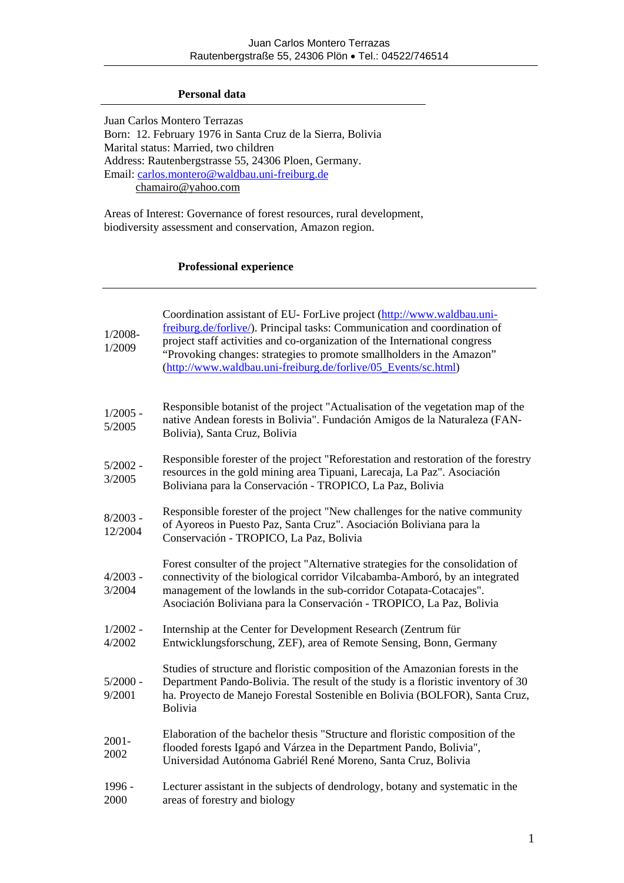Juan Carlos Montero Terrazas
Rautenbergstraße 55, 24306 Plön • Tel.: 04522/746514

## Personal data

Juan Carlos Montero Terrazas
Born: 12. February 1976 in Santa Cruz de la Sierra, Bolivia
Marital status: Married, two children
Address: Rautenbergstrasse 55, 24306 Ploen, Germany.
Email: carlos.montero@waldbau.uni-freiburg.de
chamairo@yahoo.com

Areas of Interest: Governance of forest resources, rural development, biodiversity assessment and conservation, Amazon region.

## Professional experience

| | |
|---|---|
| 1/2008-1/2009 | Coordination assistant of EU- ForLive project (http://www.waldbau.uni-freiburg.de/forlive/). Principal tasks: Communication and coordination of project staff activities and co-organization of the International congress "Provoking changes: strategies to promote smallholders in the Amazon" (http://www.waldbau.uni-freiburg.de/forlive/05_Events/sc.html) |
| 1/2005 - 5/2005 | Responsible botanist of the project "Actualisation of the vegetation map of the native Andean forests in Bolivia". Fundación Amigos de la Naturaleza (FAN-Bolivia), Santa Cruz, Bolivia |
| 5/2002 - 3/2005 | Responsible forester of the project "Reforestation and restoration of the forestry resources in the gold mining area Tipuani, Larecaja, La Paz". Asociación Boliviana para la Conservación - TROPICO, La Paz, Bolivia |
| 8/2003 - 12/2004 | Responsible forester of the project "New challenges for the native community of Ayoreos in Puesto Paz, Santa Cruz". Asociación Boliviana para la Conservación - TROPICO, La Paz, Bolivia |
| 4/2003 - 3/2004 | Forest consulter of the project "Alternative strategies for the consolidation of connectivity of the biological corridor Vilcabamba-Amboró, by an integrated management of the lowlands in the sub-corridor Cotapata-Cotacajes". Asociación Boliviana para la Conservación - TROPICO, La Paz, Bolivia |
| 1/2002 - 4/2002 | Internship at the Center for Development Research (Zentrum für Entwicklungsforschung, ZEF), area of Remote Sensing, Bonn, Germany |
| 5/2000 - 9/2001 | Studies of structure and floristic composition of the Amazonian forests in the Department Pando-Bolivia. The result of the study is a floristic inventory of 30 ha. Proyecto de Manejo Forestal Sostenible en Bolivia (BOLFOR), Santa Cruz, Bolivia |
| 2001-2002 | Elaboration of the bachelor thesis "Structure and floristic composition of the flooded forests Igapó and Várzea in the Department Pando, Bolivia", Universidad Autónoma Gabriél René Moreno, Santa Cruz, Bolivia |
| 1996 - 2000 | Lecturer assistant in the subjects of dendrology, botany and systematic in the areas of forestry and biology |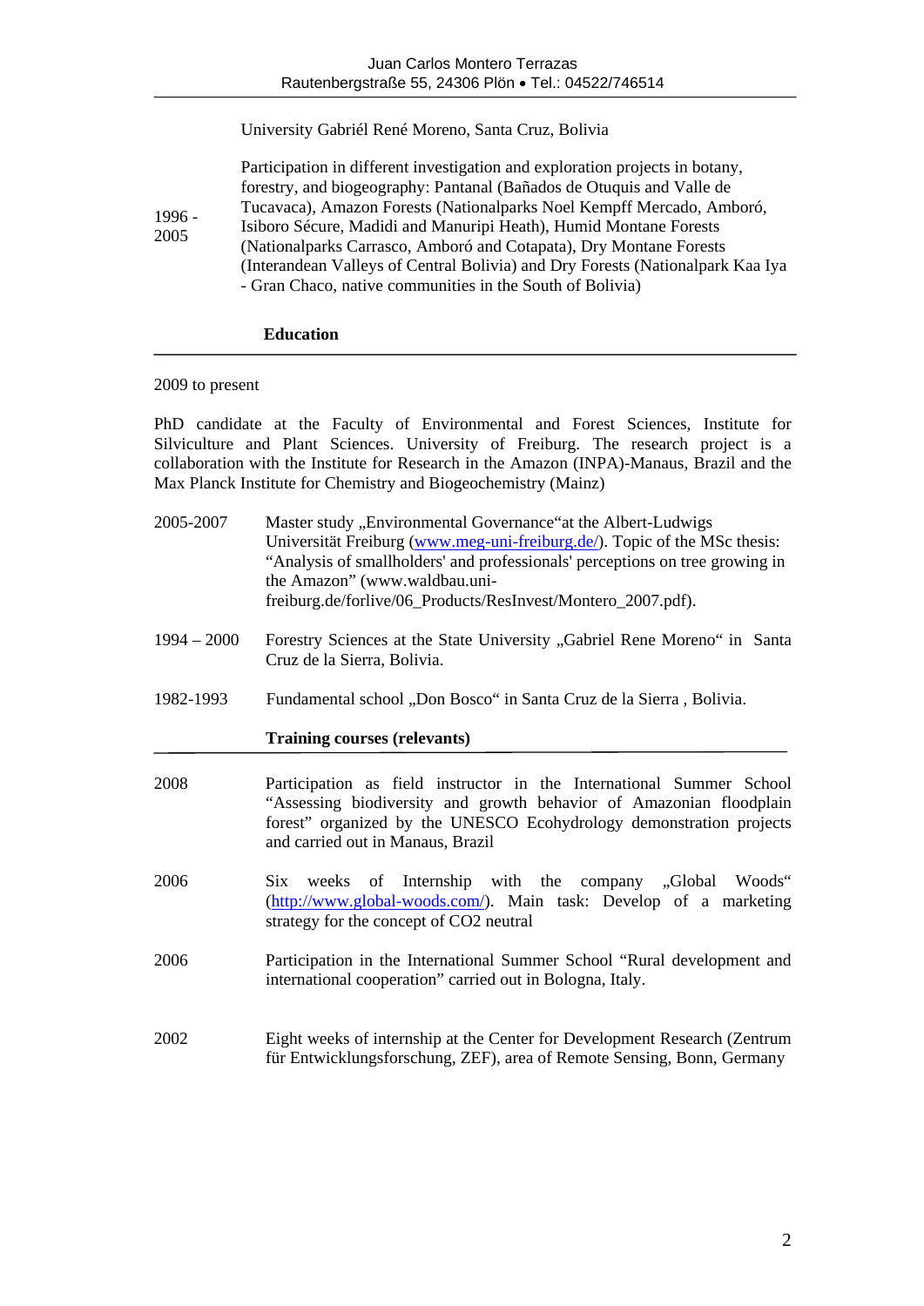University Gabriél René Moreno, Santa Cruz, Bolivia

1996 - 2005

Participation in different investigation and exploration projects in botany, forestry, and biogeography: Pantanal (Bañados de Otuquis and Valle de Tucavaca), Amazon Forests (Nationalparks Noel Kempff Mercado, Amboró, Isiboro Sécure, Madidi and Manuripi Heath), Humid Montane Forests (Nationalparks Carrasco, Amboró and Cotapata), Dry Montane Forests (Interandean Valleys of Central Bolivia) and Dry Forests (Nationalpark Kaa Iya - Gran Chaco, native communities in the South of Bolivia)

## Education

2009 to present

PhD candidate at the Faculty of Environmental and Forest Sciences, Institute for Silviculture and Plant Sciences. University of Freiburg. The research project is a collaboration with the Institute for Research in the Amazon (INPA)-Manaus, Brazil and the Max Planck Institute for Chemistry and Biogeochemistry (Mainz)

2005-2007 Master study „Environmental Governance“at the Albert-Ludwigs Universität Freiburg (www.meg-uni-freiburg.de/). Topic of the MSc thesis: “Analysis of smallholders' and professionals' perceptions on tree growing in the Amazon” (www.waldbau.uni-freiburg.de/forlive/06_Products/ResInvest/Montero_2007.pdf).

1994 – 2000 Forestry Sciences at the State University „Gabriel Rene Moreno“ in Santa Cruz de la Sierra, Bolivia.

1982-1993 Fundamental school „Don Bosco“ in Santa Cruz de la Sierra , Bolivia.

## Training courses (relevants)

2008 Participation as field instructor in the International Summer School “Assessing biodiversity and growth behavior of Amazonian floodplain forest” organized by the UNESCO Ecohydrology demonstration projects and carried out in Manaus, Brazil

2006 Six weeks of Internship with the company „Global Woods“ (http://www.global-woods.com/). Main task: Develop of a marketing strategy for the concept of CO2 neutral

2006 Participation in the International Summer School “Rural development and international cooperation” carried out in Bologna, Italy.

2002 Eight weeks of internship at the Center for Development Research (Zentrum für Entwicklungsforschung, ZEF), area of Remote Sensing, Bonn, Germany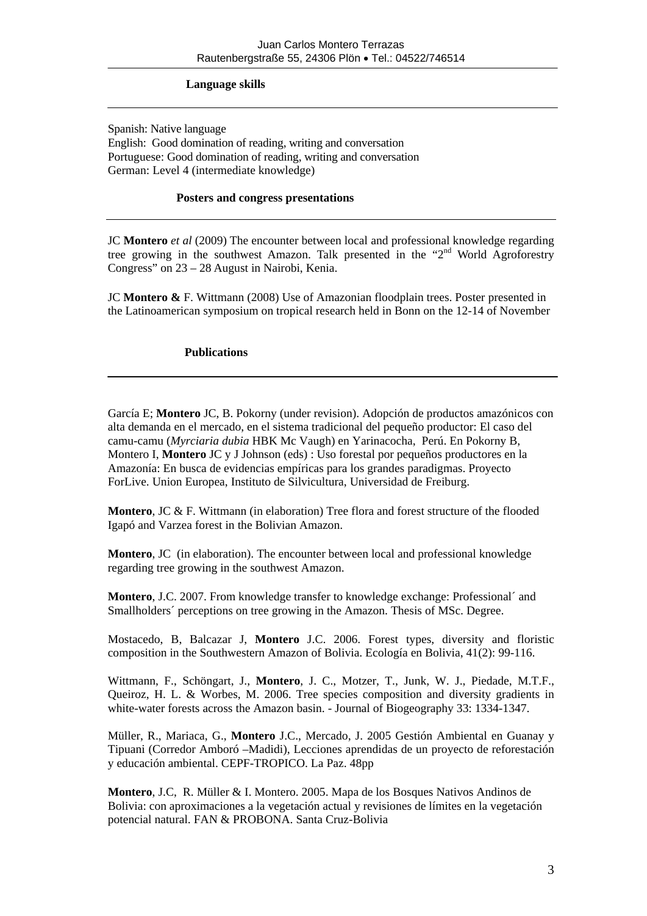## Language skills

Spanish: Native language
English: Good domination of reading, writing and conversation
Portuguese: Good domination of reading, writing and conversation
German: Level 4 (intermediate knowledge)

## Posters and congress presentations

JC **Montero** *et al* (2009) The encounter between local and professional knowledge regarding tree growing in the southwest Amazon. Talk presented in the "2nd World Agroforestry Congress" on 23 – 28 August in Nairobi, Kenia.

JC **Montero &** F. Wittmann (2008) Use of Amazonian floodplain trees. Poster presented in the Latinoamerican symposium on tropical research held in Bonn on the 12-14 of November

## Publications

García E; **Montero** JC, B. Pokorny (under revision). Adopción de productos amazónicos con alta demanda en el mercado, en el sistema tradicional del pequeño productor: El caso del camu-camu (*Myrciaria dubia* HBK Mc Vaugh) en Yarinacocha, Perú. En Pokorny B, Montero I, **Montero** JC y J Johnson (eds) : Uso forestal por pequeños productores en la Amazonía: En busca de evidencias empíricas para los grandes paradigmas. Proyecto ForLive. Union Europea, Instituto de Silvicultura, Universidad de Freiburg.

**Montero**, JC & F. Wittmann (in elaboration) Tree flora and forest structure of the flooded Igapó and Varzea forest in the Bolivian Amazon.

**Montero**, JC (in elaboration). The encounter between local and professional knowledge regarding tree growing in the southwest Amazon.

**Montero**, J.C. 2007. From knowledge transfer to knowledge exchange: Professional´ and Smallholders´ perceptions on tree growing in the Amazon. Thesis of MSc. Degree.

Mostacedo, B, Balcazar J, **Montero** J.C. 2006. Forest types, diversity and floristic composition in the Southwestern Amazon of Bolivia. Ecología en Bolivia, 41(2): 99-116.

Wittmann, F., Schöngart, J., **Montero**, J. C., Motzer, T., Junk, W. J., Piedade, M.T.F., Queiroz, H. L. & Worbes, M. 2006. Tree species composition and diversity gradients in white-water forests across the Amazon basin. - Journal of Biogeography 33: 1334-1347.

Müller, R., Mariaca, G., **Montero** J.C., Mercado, J. 2005 Gestión Ambiental en Guanay y Tipuani (Corredor Amboró –Madidi), Lecciones aprendidas de un proyecto de reforestación y educación ambiental. CEPF-TROPICO. La Paz. 48pp

**Montero**, J.C, R. Müller & I. Montero. 2005. Mapa de los Bosques Nativos Andinos de Bolivia: con aproximaciones a la vegetación actual y revisiones de límites en la vegetación potencial natural. FAN & PROBONA. Santa Cruz-Bolivia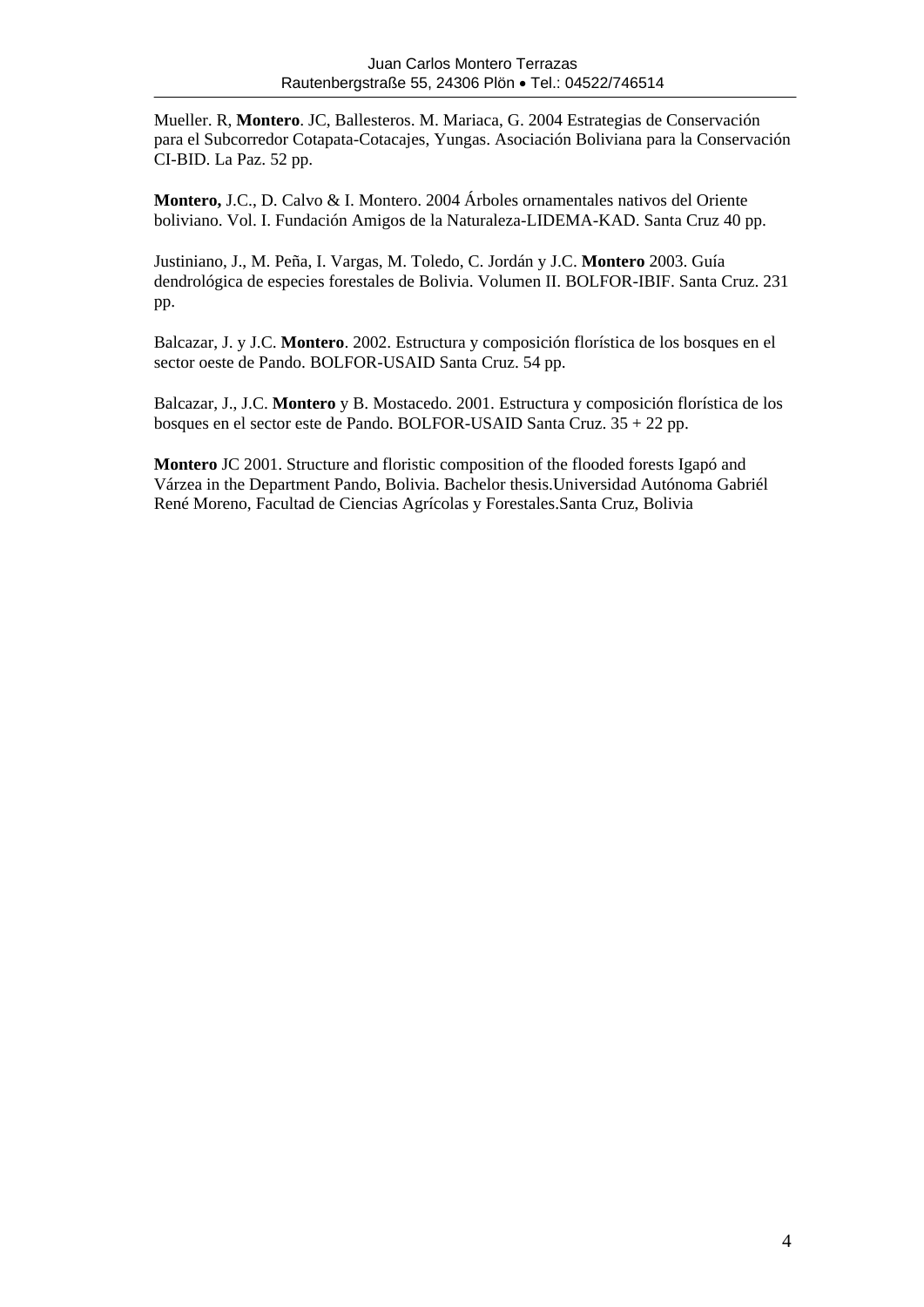Mueller. R, **Montero**. JC, Ballesteros. M. Mariaca, G. 2004 Estrategias de Conservación para el Subcorredor Cotapata-Cotacajes, Yungas. Asociación Boliviana para la Conservación CI-BID. La Paz. 52 pp.

**Montero,** J.C., D. Calvo & I. Montero. 2004 Árboles ornamentales nativos del Oriente boliviano. Vol. I. Fundación Amigos de la Naturaleza-LIDEMA-KAD. Santa Cruz 40 pp.

Justiniano, J., M. Peña, I. Vargas, M. Toledo, C. Jordán y J.C. **Montero** 2003. Guía dendrológica de especies forestales de Bolivia. Volumen II. BOLFOR-IBIF. Santa Cruz. 231 pp.

Balcazar, J. y J.C. **Montero**. 2002. Estructura y composición florística de los bosques en el sector oeste de Pando. BOLFOR-USAID Santa Cruz. 54 pp.

Balcazar, J., J.C. **Montero** y B. Mostacedo. 2001. Estructura y composición florística de los bosques en el sector este de Pando. BOLFOR-USAID Santa Cruz. 35 + 22 pp.

**Montero** JC 2001. Structure and floristic composition of the flooded forests Igapó and Várzea in the Department Pando, Bolivia. Bachelor thesis.Universidad Autónoma Gabriél René Moreno, Facultad de Ciencias Agrícolas y Forestales.Santa Cruz, Bolivia